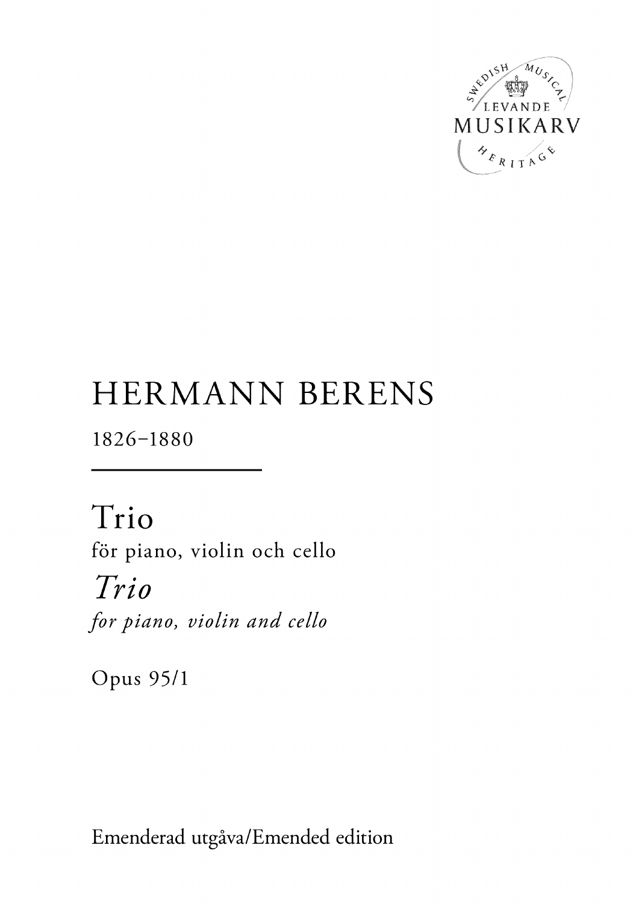SWEDISH MUSICAL HERITAGE
LEVANDE MUSIKARV

# HERMANN BERENS

1826–1880

## Trio

för piano, violin och cello

## *Trio*

*for piano, violin and cello*

Opus 95/1

Emenderad utgåva/Emended edition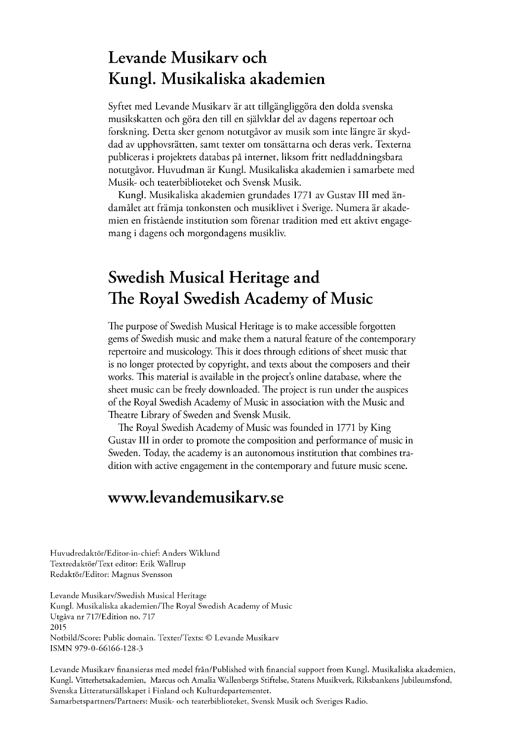# Levande Musikarv och Kungl. Musikaliska akademien

Syftet med Levande Musikarv är att tillgängliggöra den dolda svenska musikskatten och göra den till en självklar del av dagens repertoar och forskning. Detta sker genom notutgåvor av musik som inte längre är skyddad av upphovsrätten, samt texter om tonsättarna och deras verk. Texterna publiceras i projektets databas på internet, liksom fritt nedladdningsbara notutgåvor. Huvudman är Kungl. Musikaliska akademien i samarbete med Musik- och teaterbiblioteket och Svensk Musik.

Kungl. Musikaliska akademien grundades 1771 av Gustav III med ändamålet att främja tonkonsten och musiklivet i Sverige. Numera är akademien en fristående institution som förenar tradition med ett aktivt engagemang i dagens och morgondagens musikliv.

# Swedish Musical Heritage and The Royal Swedish Academy of Music

The purpose of Swedish Musical Heritage is to make accessible forgotten gems of Swedish music and make them a natural feature of the contemporary repertoire and musicology. This it does through editions of sheet music that is no longer protected by copyright, and texts about the composers and their works. This material is available in the project's online database, where the sheet music can be freely downloaded. The project is run under the auspices of the Royal Swedish Academy of Music in association with the Music and Theatre Library of Sweden and Svensk Musik.

The Royal Swedish Academy of Music was founded in 1771 by King Gustav III in order to promote the composition and performance of music in Sweden. Today, the academy is an autonomous institution that combines tradition with active engagement in the contemporary and future music scene.

## www.levandemusikarv.se

Huvudredaktör/Editor-in-chief: Anders Wiklund
Textredaktör/Text editor: Erik Wallrup
Redaktör/Editor: Magnus Svensson

Levande Musikarv/Swedish Musical Heritage
Kungl. Musikaliska akademien/The Royal Swedish Academy of Music
Utgåva nr 717/Edition no. 717
2015
Notbild/Score: Public domain. Texter/Texts: © Levande Musikarv
ISMN 979-0-66166-128-3

Levande Musikarv finansieras med medel från/Published with financial support from Kungl. Musikaliska akademien, Kungl. Vitterhetsakademien, Marcus och Amalia Wallenbergs Stiftelse, Statens Musikverk, Riksbankens Jubileumsfond, Svenska Litteratursällskapet i Finland och Kulturdepartementet.
Samarbetspartners/Partners: Musik- och teaterbiblioteket, Svensk Musik och Sveriges Radio.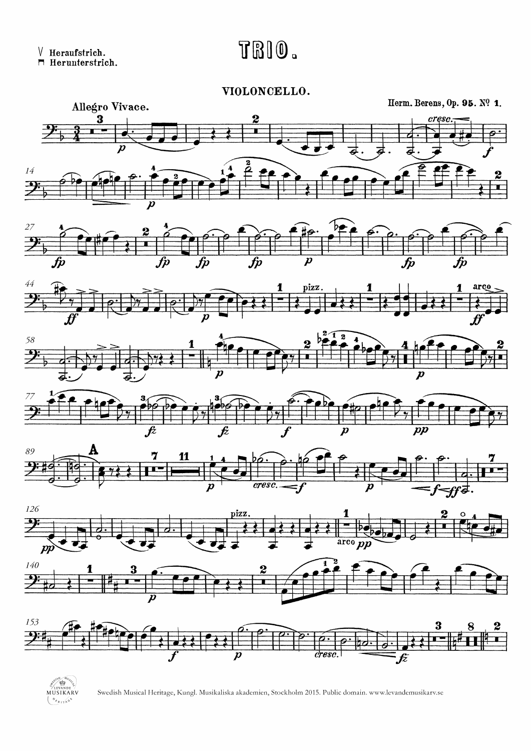V Heraufstrich.
⊓ Herunterstrich.

# TRIO.

## VIOLONCELLO.

Allegro Vivace.

Herm. Berens, Op. 95. № 1.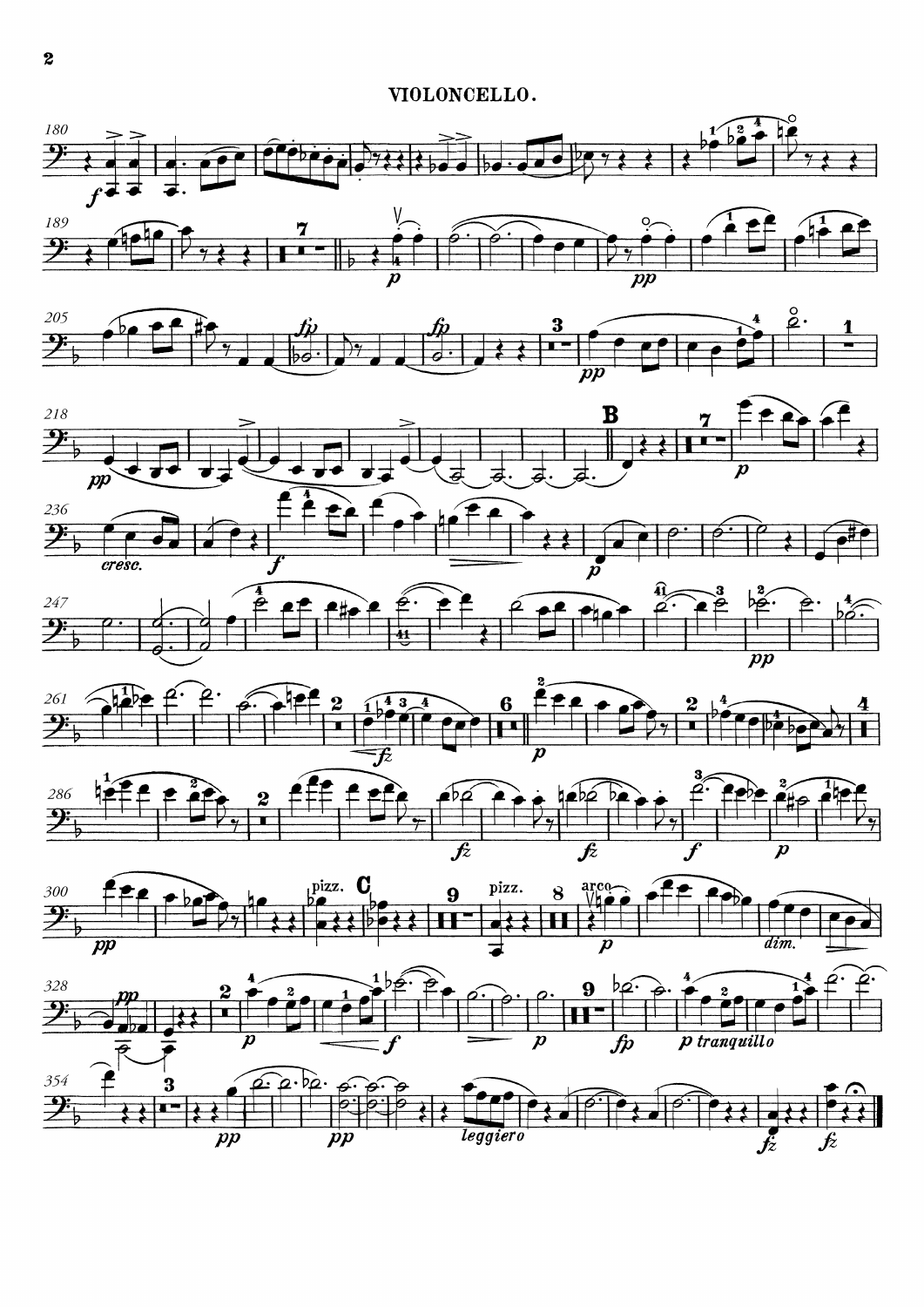# VIOLONCELLO.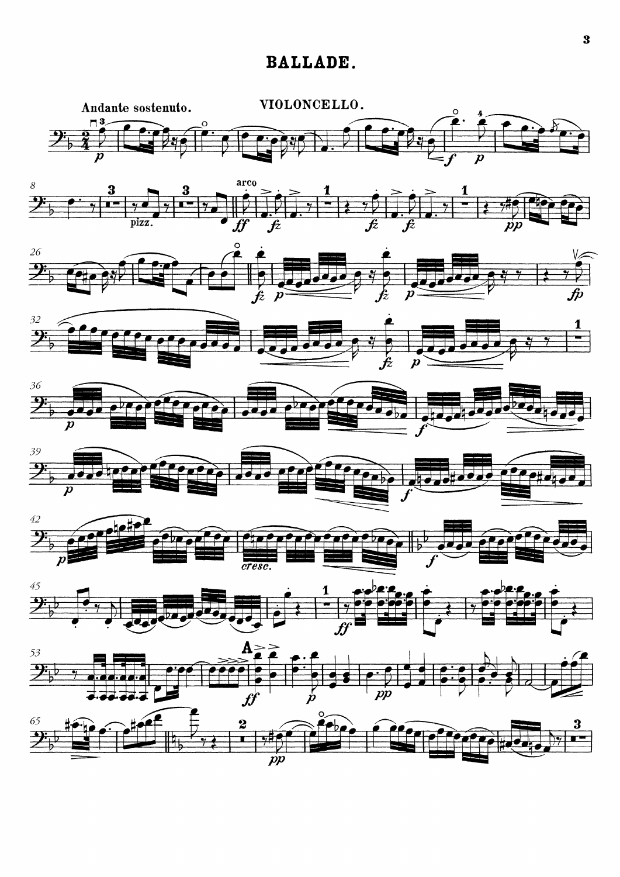# BALLADE.

VIOLONCELLO.

Andante sostenuto.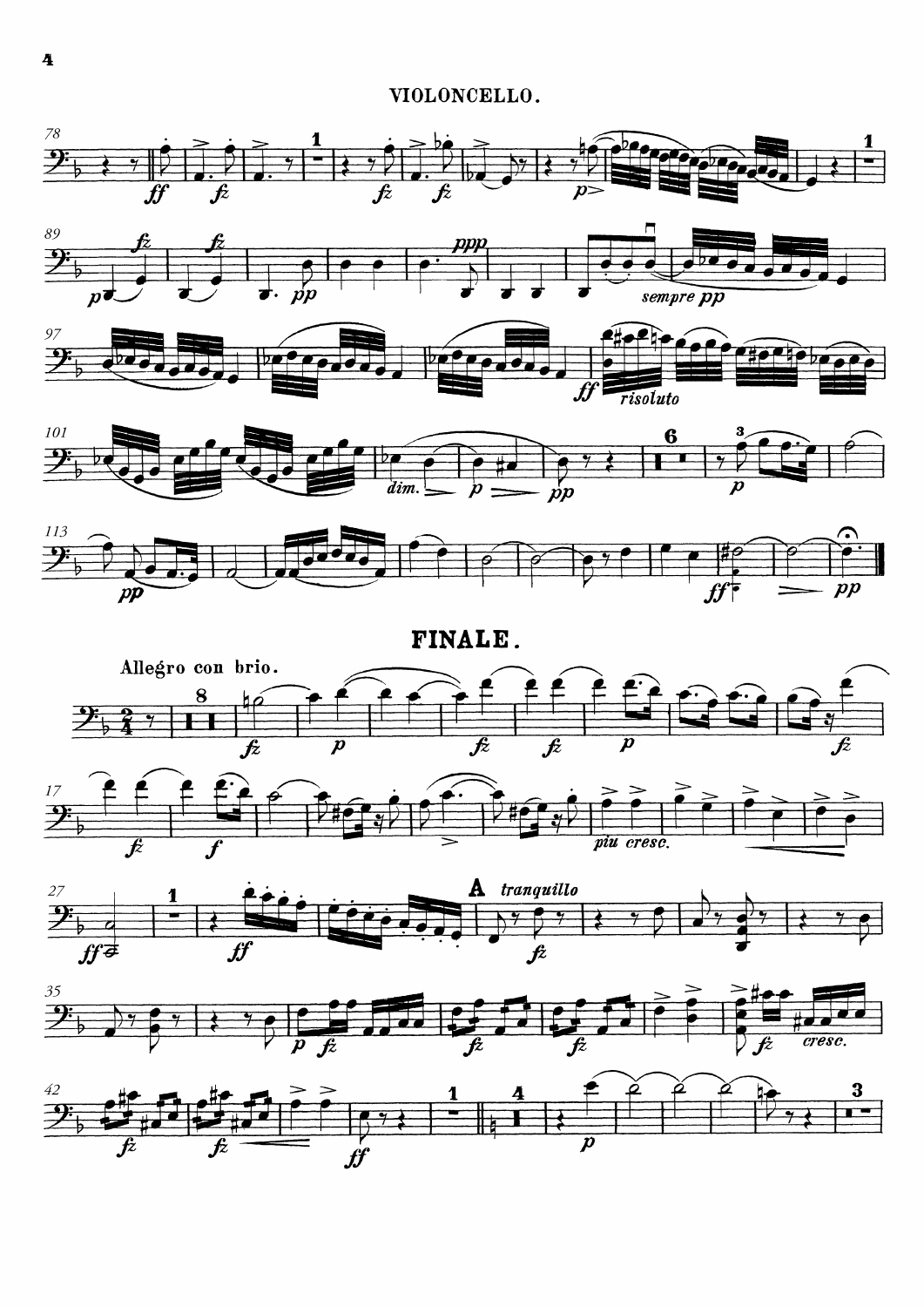## FINALE.

Allegro con brio.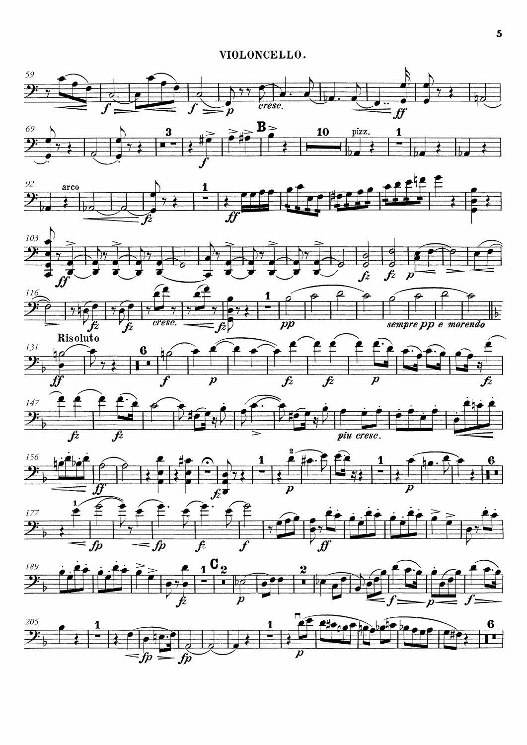# VIOLONCELLO.

Risoluto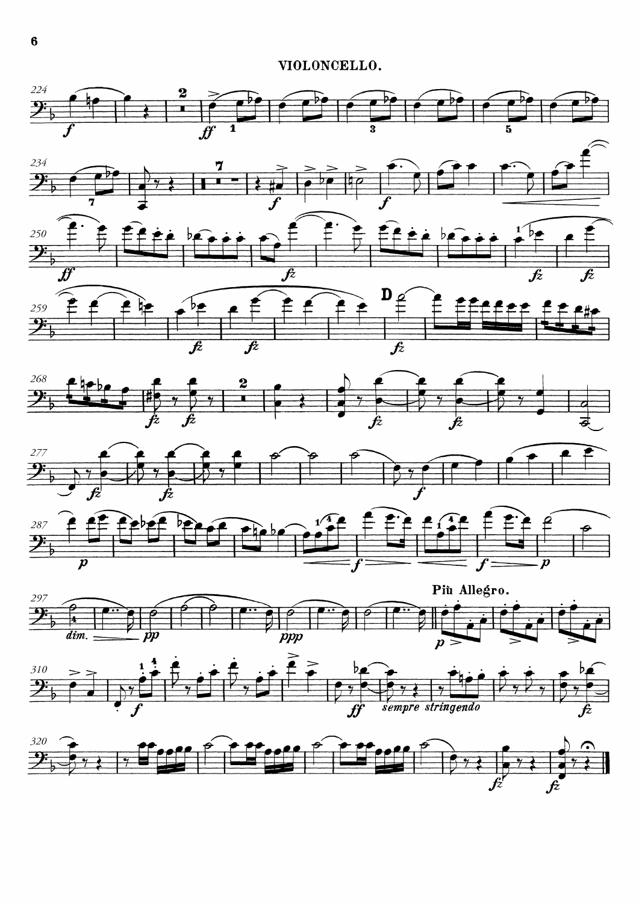VIOLONCELLO.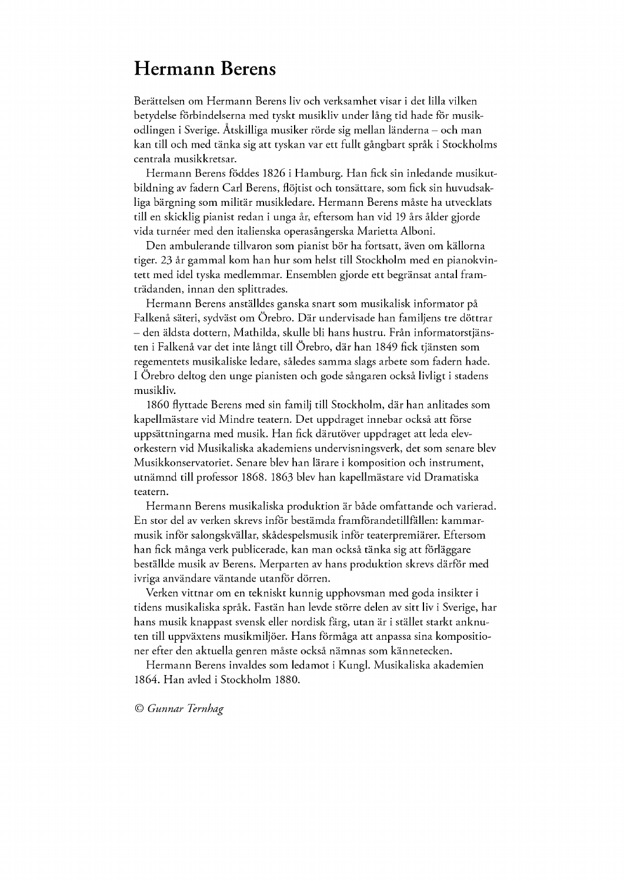# Hermann Berens

Berättelsen om Hermann Berens liv och verksamhet visar i det lilla vilken betydelse förbindelserna med tyskt musikliv under lång tid hade för musikodlingen i Sverige. Åtskilliga musiker rörde sig mellan länderna – och man kan till och med tänka sig att tyskan var ett fullt gångbart språk i Stockholms centrala musikkretsar.

Hermann Berens föddes 1826 i Hamburg. Han fick sin inledande musikutbildning av fadern Carl Berens, flöjtist och tonsättare, som fick sin huvudsakliga bärgning som militär musikledare. Hermann Berens måste ha utvecklats till en skicklig pianist redan i unga år, eftersom han vid 19 års ålder gjorde vida turnéer med den italienska operasångerska Marietta Alboni.

Den ambulerande tillvaron som pianist bör ha fortsatt, även om källorna tiger. 23 år gammal kom han hur som helst till Stockholm med en pianokvintett med idel tyska medlemmar. Ensemblen gjorde ett begränsat antal framträdanden, innan den splittrades.

Hermann Berens anställdes ganska snart som musikalisk informator på Falkenå säteri, sydväst om Örebro. Där undervisade han familjens tre döttrar – den äldsta dottern, Mathilda, skulle bli hans hustru. Från informatorstjänsten i Falkenå var det inte långt till Örebro, där han 1849 fick tjänsten som regementets musikaliske ledare, således samma slags arbete som fadern hade. I Örebro deltog den unge pianisten och gode sångaren också livligt i stadens musikliv.

1860 flyttade Berens med sin familj till Stockholm, där han anlitades som kapellmästare vid Mindre teatern. Det uppdraget innebar också att förse uppsättningarna med musik. Han fick därutöver uppdraget att leda elevorkestern vid Musikaliska akademiens undervisningsverk, det som senare blev Musikkonservatoriet. Senare blev han lärare i komposition och instrument, utnämnd till professor 1868. 1863 blev han kapellmästare vid Dramatiska teatern.

Hermann Berens musikaliska produktion är både omfattande och varierad. En stor del av verken skrevs inför bestämda framförandetillfällen: kammarmusik inför salongskvällar, skådespelsmusik inför teaterpremiärer. Eftersom han fick många verk publicerade, kan man också tänka sig att förläggare beställde musik av Berens. Merparten av hans produktion skrevs därför med ivriga användare väntande utanför dörren.

Verken vittnar om en tekniskt kunnig upphovsman med goda insikter i tidens musikaliska språk. Fastän han levde större delen av sitt liv i Sverige, har hans musik knappast svensk eller nordisk färg, utan är i stället starkt anknuten till uppväxtens musikmiljöer. Hans förmåga att anpassa sina kompositioner efter den aktuella genren måste också nämnas som kännetecken.

Hermann Berens invaldes som ledamot i Kungl. Musikaliska akademien 1864. Han avled i Stockholm 1880.

*© Gunnar Ternhag*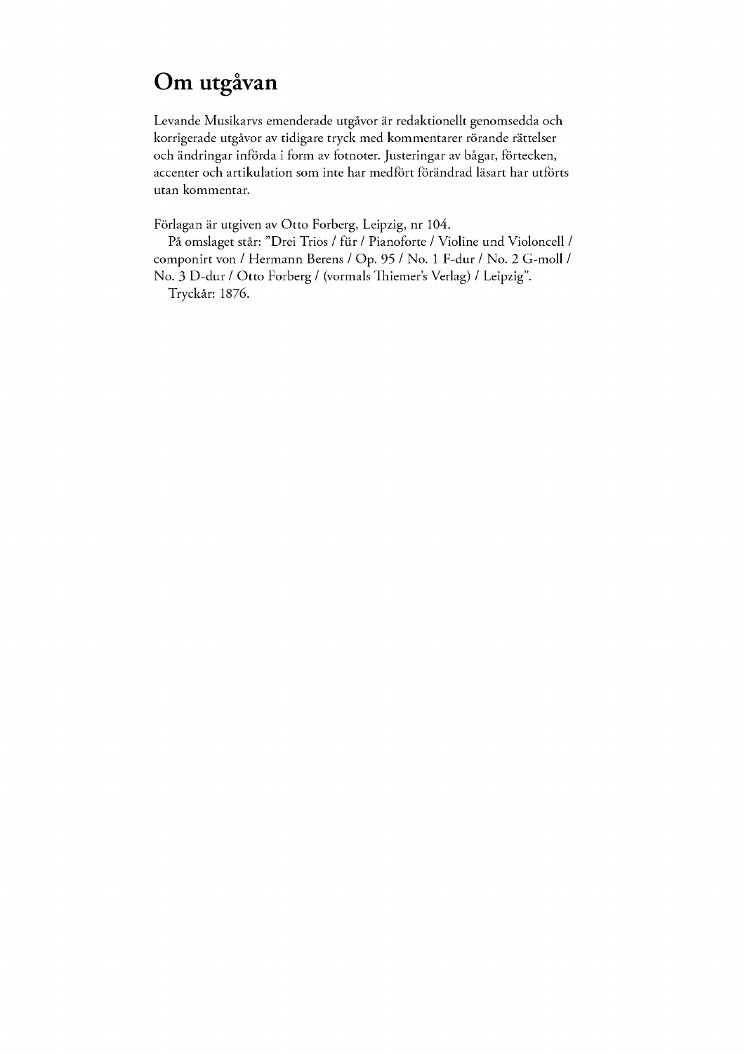# Om utgåvan

Levande Musikarvs emenderade utgåvor är redaktionellt genomsedda och korrigerade utgåvor av tidigare tryck med kommentarer rörande rättelser och ändringar införda i form av fotnoter. Justeringar av bågar, förtecken, accenter och artikulation som inte har medfört förändrad läsart har utförts utan kommentar.

Förlagan är utgiven av Otto Forberg, Leipzig, nr 104.

På omslaget står: "Drei Trios / für / Pianoforte / Violine und Violoncell / componirt von / Hermann Berens / Op. 95 / No. 1 F-dur / No. 2 G-moll / No. 3 D-dur / Otto Forberg / (vormals Thiemer's Verlag) / Leipzig".

Tryckår: 1876.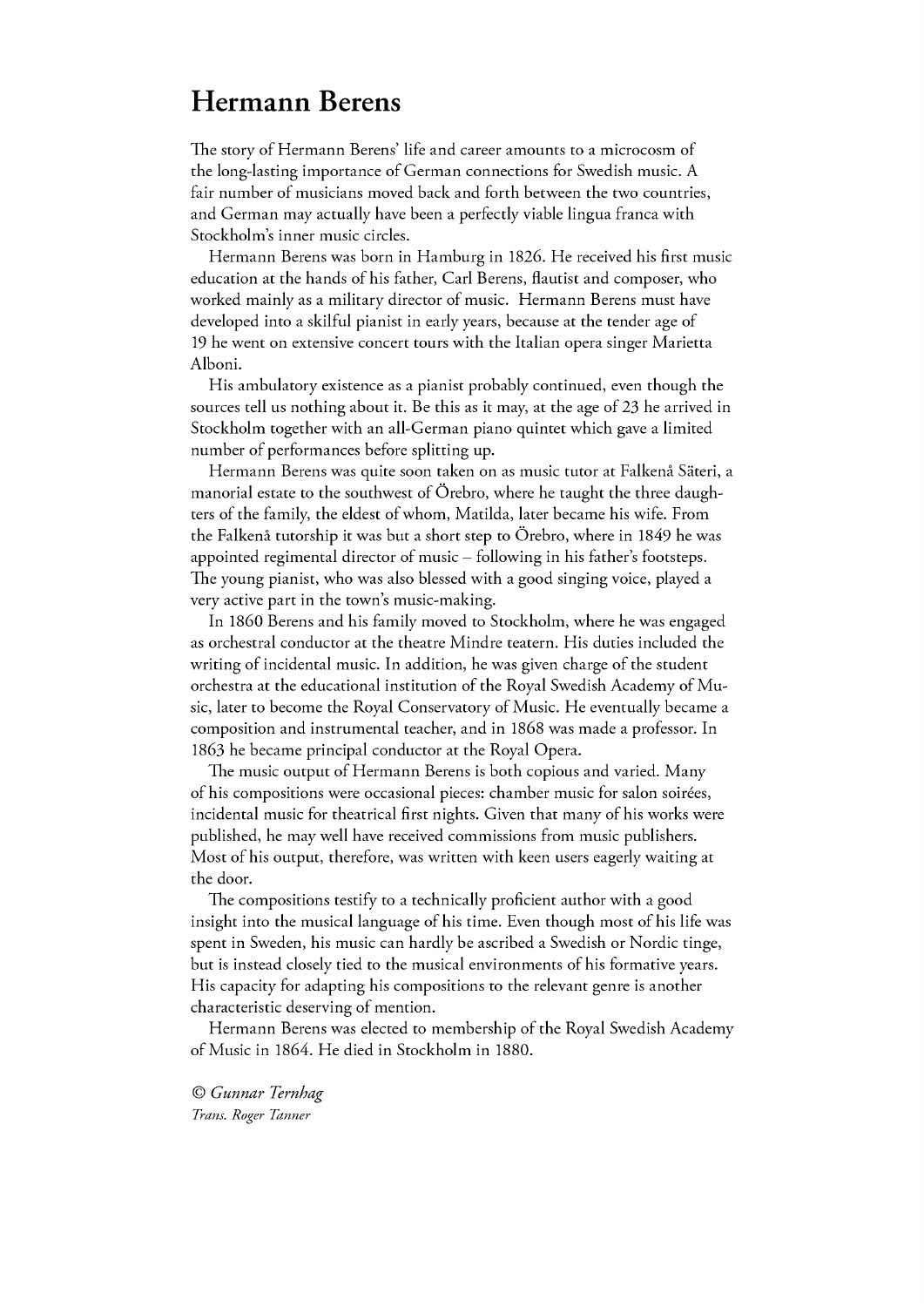# Hermann Berens

The story of Hermann Berens' life and career amounts to a microcosm of the long-lasting importance of German connections for Swedish music. A fair number of musicians moved back and forth between the two countries, and German may actually have been a perfectly viable lingua franca with Stockholm's inner music circles.

Hermann Berens was born in Hamburg in 1826. He received his first music education at the hands of his father, Carl Berens, flautist and composer, who worked mainly as a military director of music. Hermann Berens must have developed into a skilful pianist in early years, because at the tender age of 19 he went on extensive concert tours with the Italian opera singer Marietta Alboni.

His ambulatory existence as a pianist probably continued, even though the sources tell us nothing about it. Be this as it may, at the age of 23 he arrived in Stockholm together with an all-German piano quintet which gave a limited number of performances before splitting up.

Hermann Berens was quite soon taken on as music tutor at Falkenå Säteri, a manorial estate to the southwest of Örebro, where he taught the three daughters of the family, the eldest of whom, Matilda, later became his wife. From the Falkenå tutorship it was but a short step to Örebro, where in 1849 he was appointed regimental director of music – following in his father's footsteps. The young pianist, who was also blessed with a good singing voice, played a very active part in the town's music-making.

In 1860 Berens and his family moved to Stockholm, where he was engaged as orchestral conductor at the theatre Mindre teatern. His duties included the writing of incidental music. In addition, he was given charge of the student orchestra at the educational institution of the Royal Swedish Academy of Music, later to become the Royal Conservatory of Music. He eventually became a composition and instrumental teacher, and in 1868 was made a professor. In 1863 he became principal conductor at the Royal Opera.

The music output of Hermann Berens is both copious and varied. Many of his compositions were occasional pieces: chamber music for salon soirées, incidental music for theatrical first nights. Given that many of his works were published, he may well have received commissions from music publishers. Most of his output, therefore, was written with keen users eagerly waiting at the door.

The compositions testify to a technically proficient author with a good insight into the musical language of his time. Even though most of his life was spent in Sweden, his music can hardly be ascribed a Swedish or Nordic tinge, but is instead closely tied to the musical environments of his formative years. His capacity for adapting his compositions to the relevant genre is another characteristic deserving of mention.

Hermann Berens was elected to membership of the Royal Swedish Academy of Music in 1864. He died in Stockholm in 1880.

*© Gunnar Ternhag*
*Trans. Roger Tanner*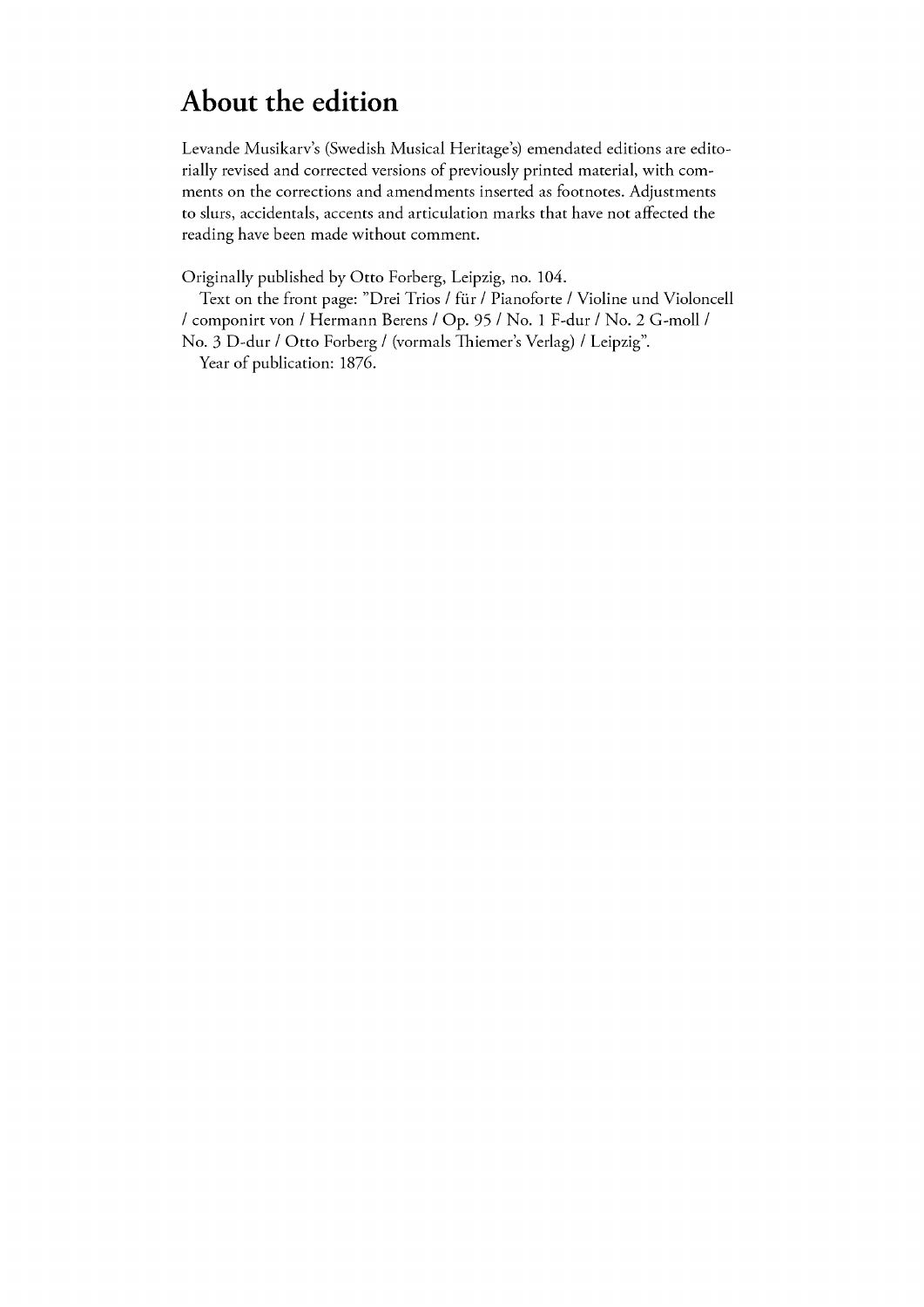# About the edition

Levande Musikarv's (Swedish Musical Heritage's) emendated editions are editorially revised and corrected versions of previously printed material, with comments on the corrections and amendments inserted as footnotes. Adjustments to slurs, accidentals, accents and articulation marks that have not affected the reading have been made without comment.

Originally published by Otto Forberg, Leipzig, no. 104.

Text on the front page: "Drei Trios / für / Pianoforte / Violine und Violoncell / componirt von / Hermann Berens / Op. 95 / No. 1 F-dur / No. 2 G-moll / No. 3 D-dur / Otto Forberg / (vormals Thiemer's Verlag) / Leipzig".

Year of publication: 1876.